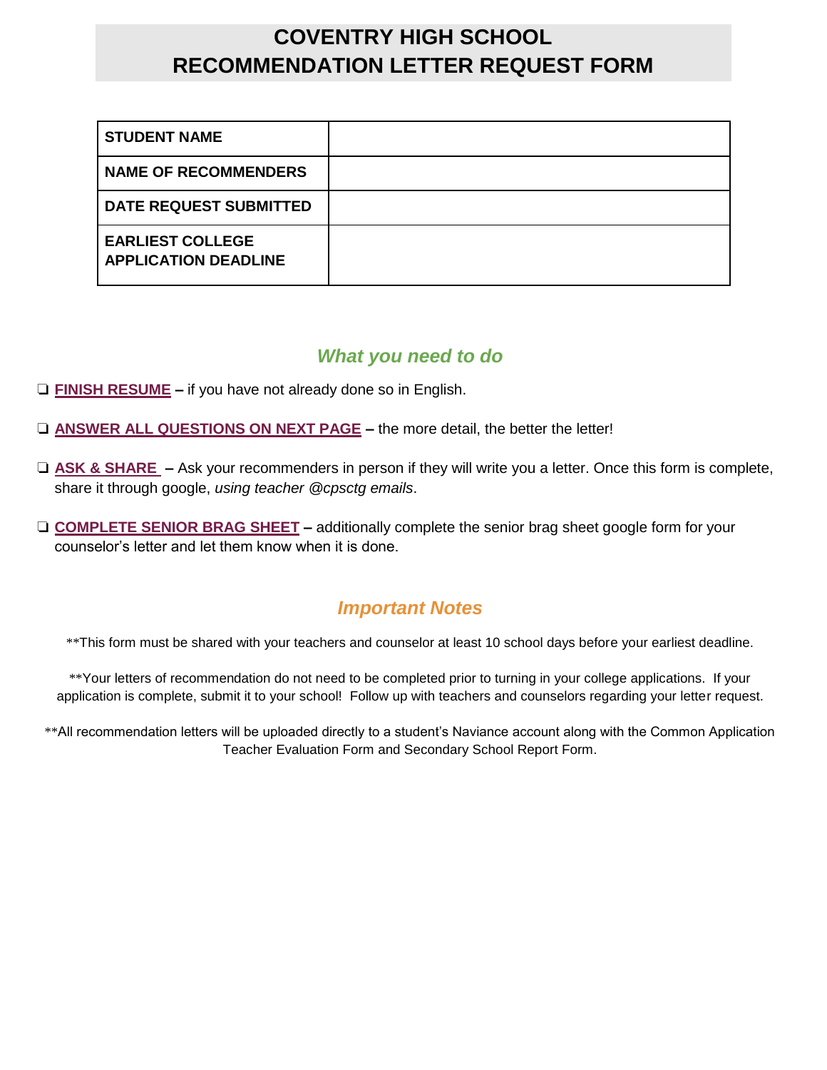# COVENTRY HIGH SCHOOL
# RECOMMENDATION LETTER REQUEST FORM

| | |
|---|---|
| **STUDENT NAME** | |
| **NAME OF RECOMMENDERS** | |
| **DATE REQUEST SUBMITTED** | |
| **EARLIEST COLLEGE APPLICATION DEADLINE** | |

## *What you need to do*

- ❑ **FINISH RESUME –** if you have not already done so in English.
- ❑ **ANSWER ALL QUESTIONS ON NEXT PAGE –** the more detail, the better the letter!
- ❑ **ASK & SHARE –** Ask your recommenders in person if they will write you a letter. Once this form is complete, share it through google, *using teacher @cpsctg emails*.
- ❑ **COMPLETE SENIOR BRAG SHEET –** additionally complete the senior brag sheet google form for your counselor's letter and let them know when it is done.

## *Important Notes*

**This form must be shared with your teachers and counselor at least 10 school days before your earliest deadline.

**Your letters of recommendation do not need to be completed prior to turning in your college applications. If your application is complete, submit it to your school! Follow up with teachers and counselors regarding your letter request.

**All recommendation letters will be uploaded directly to a student's Naviance account along with the Common Application Teacher Evaluation Form and Secondary School Report Form.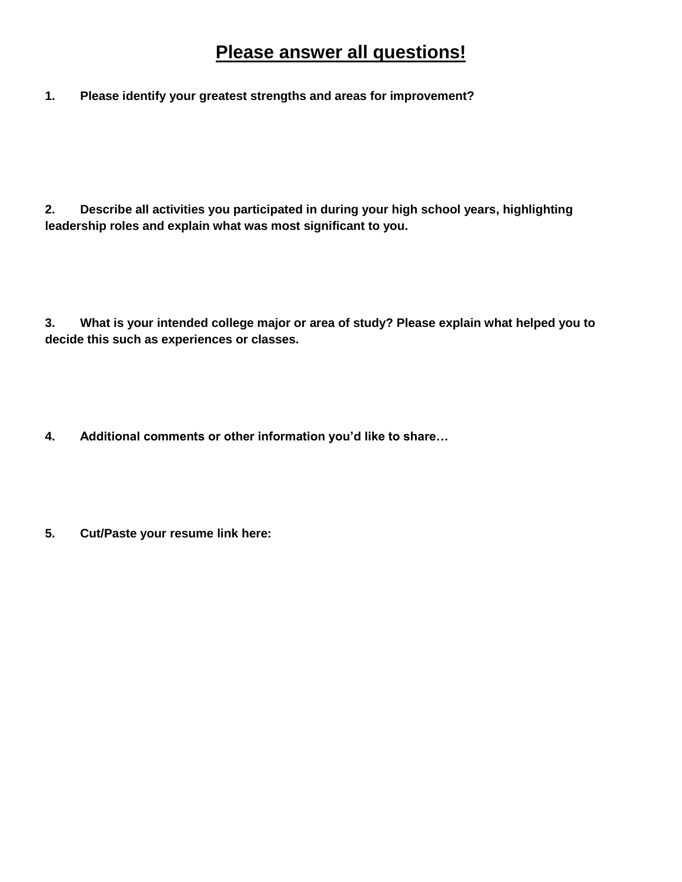# **Please answer all questions!**

**1. Please identify your greatest strengths and areas for improvement?**

**2. Describe all activities you participated in during your high school years, highlighting leadership roles and explain what was most significant to you.**

**3. What is your intended college major or area of study? Please explain what helped you to decide this such as experiences or classes.**

**4. Additional comments or other information you'd like to share…**

**5. Cut/Paste your resume link here:**